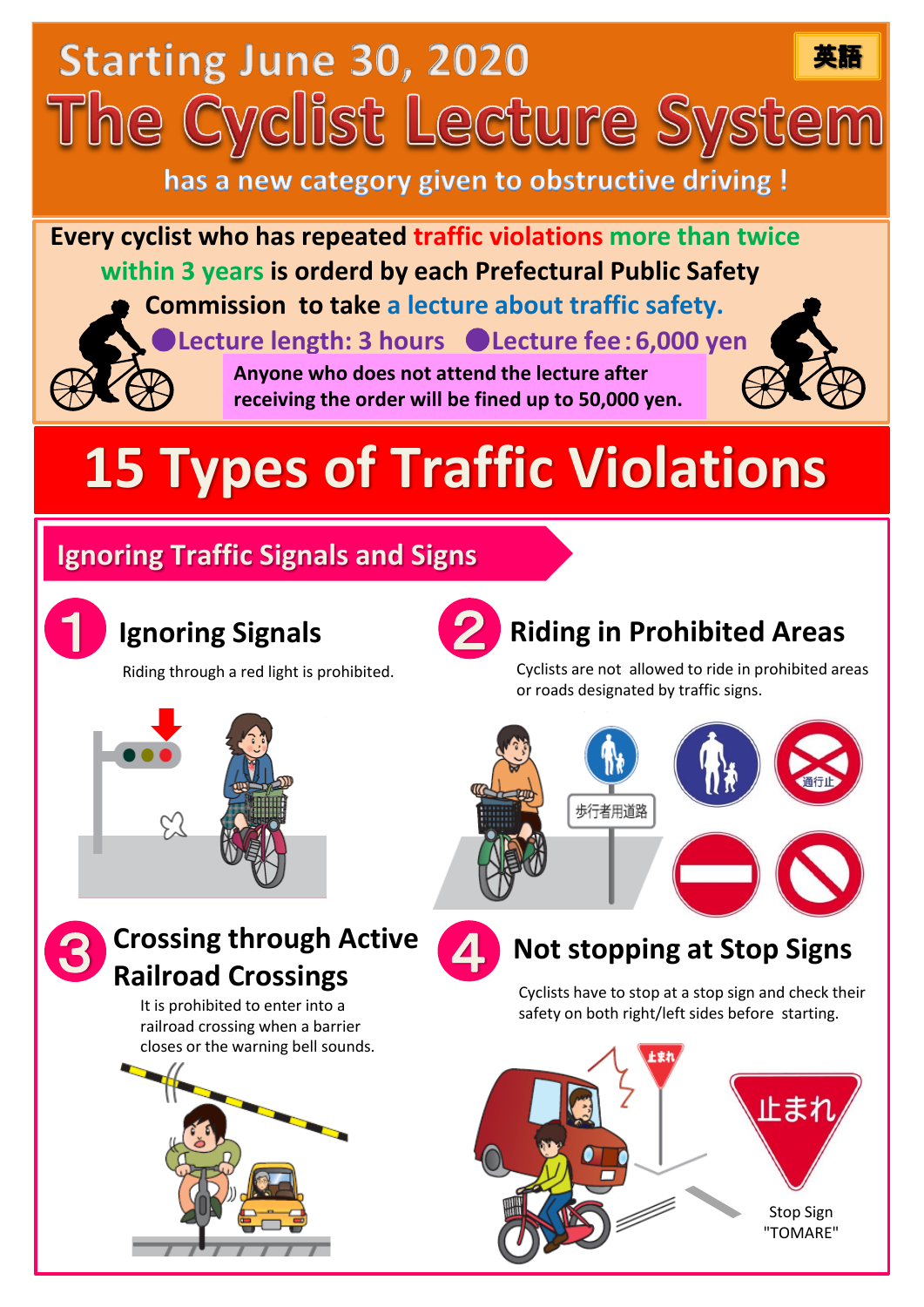Starting June 30, 2020

英語

# The Cyclist Lecture System

has a new category given to obstructive driving !

**Every cyclist who has repeated traffic violations more than twice within 3 years is orderd by each Prefectural Public Safety Commission to take a lecture about traffic safety.**

- Lecture length: 3 hours
- Lecture fee：6,000 yen

**Anyone who does not attend the lecture after receiving the order will be fined up to 50,000 yen.**

# 15 Types of Traffic Violations

## Ignoring Traffic Signals and Signs

### 1 Ignoring Signals

Riding through a red light is prohibited.

### 2 Riding in Prohibited Areas

Cyclists are not allowed to ride in prohibited areas or roads designated by traffic signs.

歩行者用道路

通行止

### 3 Crossing through Active Railroad Crossings

It is prohibited to enter into a railroad crossing when a barrier closes or the warning bell sounds.

### 4 Not stopping at Stop Signs

Cyclists have to stop at a stop sign and check their safety on both right/left sides before starting.

止まれ

Stop Sign "TOMARE"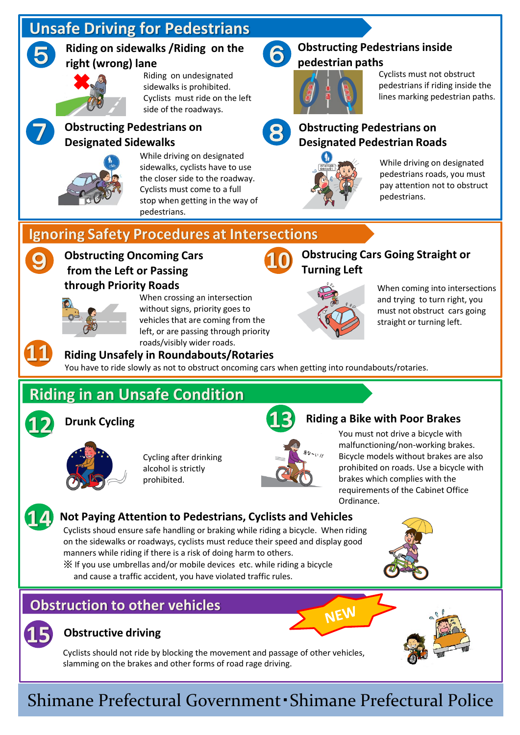## Unsafe Driving for Pedestrians

### 5 Riding on sidewalks /Riding on the right (wrong) lane

Riding on undesignated sidewalks is prohibited. Cyclists must ride on the left side of the roadways.

### 6 Obstructing Pedestrians inside pedestrian paths

Cyclists must not obstruct pedestrians if riding inside the lines marking pedestrian paths.

### 7 Obstructing Pedestrians on Designated Sidewalks

While driving on designated sidewalks, cyclists have to use the closer side to the roadway. Cyclists must come to a full stop when getting in the way of pedestrians.

### 8 Obstructing Pedestrians on Designated Pedestrian Roads

While driving on designated pedestrians roads, you must pay attention not to obstruct pedestrians.

## Ignoring Safety Procedures at Intersections

### 9 Obstructing Oncoming Cars from the Left or Passing through Priority Roads

When crossing an intersection without signs, priority goes to vehicles that are coming from the left, or are passing through priority roads/visibly wider roads.

### 10 Obstrucing Cars Going Straight or Turning Left

When coming into intersections and trying to turn right, you must not obstruct cars going straight or turning left.

### 11 Riding Unsafely in Roundabouts/Rotaries

You have to ride slowly as not to obstruct oncoming cars when getting into roundabouts/rotaries.

## Riding in an Unsafe Condition

### 12 Drunk Cycling

Cycling after drinking alcohol is strictly prohibited.

### 13 Riding a Bike with Poor Brakes

You must not drive a bicycle with malfunctioning/non-working brakes. Bicycle models without brakes are also prohibited on roads. Use a bicycle with brakes which complies with the requirements of the Cabinet Office Ordinance.

### 14 Not Paying Attention to Pedestrians, Cyclists and Vehicles

Cyclists shoud ensure safe handling or braking while riding a bicycle. When riding on the sidewalks or roadways, cyclists must reduce their speed and display good manners while riding if there is a risk of doing harm to others.

※ If you use umbrellas and/or mobile devices etc. while riding a bicycle and cause a traffic accident, you have violated traffic rules.

## Obstruction to other vehicles

NEW

### 15 Obstructive driving

Cyclists should not ride by blocking the movement and passage of other vehicles, slamming on the brakes and other forms of road rage driving.

Shimane Prefectural Government・Shimane Prefectural Police